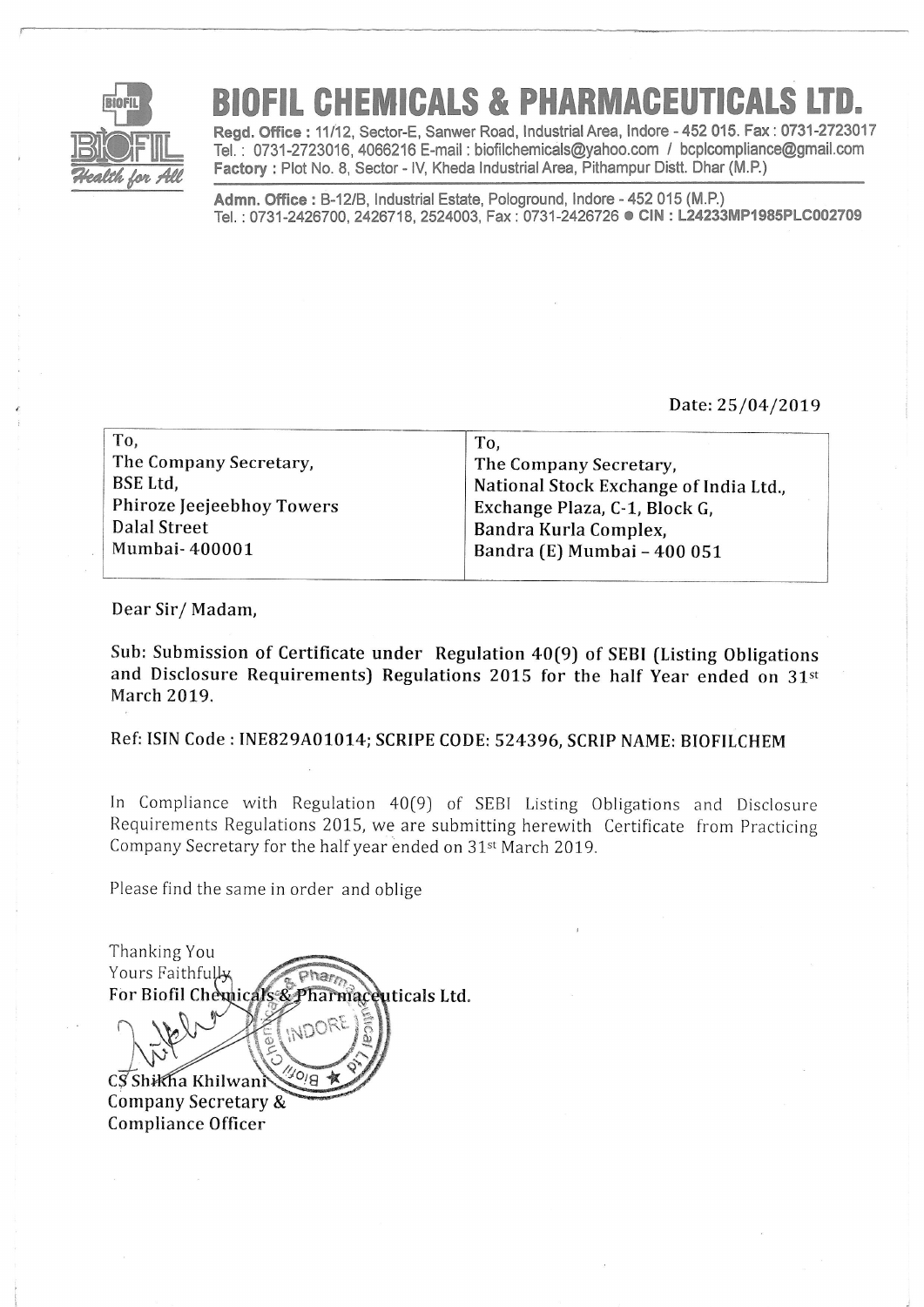# BIOFIL CHEMICALS & PHARMACEUTICALS LTD.

**Regd. Office :** 11/12, Sector-E, Sanwer Road, Industrial Area, Indore - 452 015. Fax : 0731-2723017
Tel. : 0731-2723016, 4066216 E-mail : biofilchemicals@yahoo.com / bcplcompliance@gmail.com
**Factory :** Plot No. 8, Sector - IV, Kheda Industrial Area, Pithampur Distt. Dhar (M.P.)

**Admn. Office :** B-12/B, Industrial Estate, Pologround, Indore - 452 015 (M.P.)
Tel. : 0731-2426700, 2426718, 2524003, Fax : 0731-2426726 ● **CIN : L24233MP1985PLC002709**

Date: 25/04/2019

| To, | To, |
|---|---|
| The Company Secretary, | The Company Secretary, |
| BSE Ltd, | National Stock Exchange of India Ltd., |
| Phiroze Jeejeebhoy Towers | Exchange Plaza, C-1, Block G, |
| Dalal Street | Bandra Kurla Complex, |
| Mumbai- 400001 | Bandra (E) Mumbai – 400 051 |

Dear Sir/ Madam,

**Sub: Submission of Certificate under Regulation 40(9) of SEBI (Listing Obligations and Disclosure Requirements) Regulations 2015 for the half Year ended on 31st March 2019.**

**Ref: ISIN Code : INE829A01014; SCRIPE CODE: 524396, SCRIP NAME: BIOFILCHEM**

In Compliance with Regulation 40(9) of SEBI Listing Obligations and Disclosure Requirements Regulations 2015, we are submitting herewith Certificate from Practicing Company Secretary for the half year ended on 31st March 2019.

Please find the same in order and oblige

Thanking You
Yours Faithfully
**For Biofil Chemicals & Pharmaceuticals Ltd.**

CS Shikha Khilwani
Company Secretary &
Compliance Officer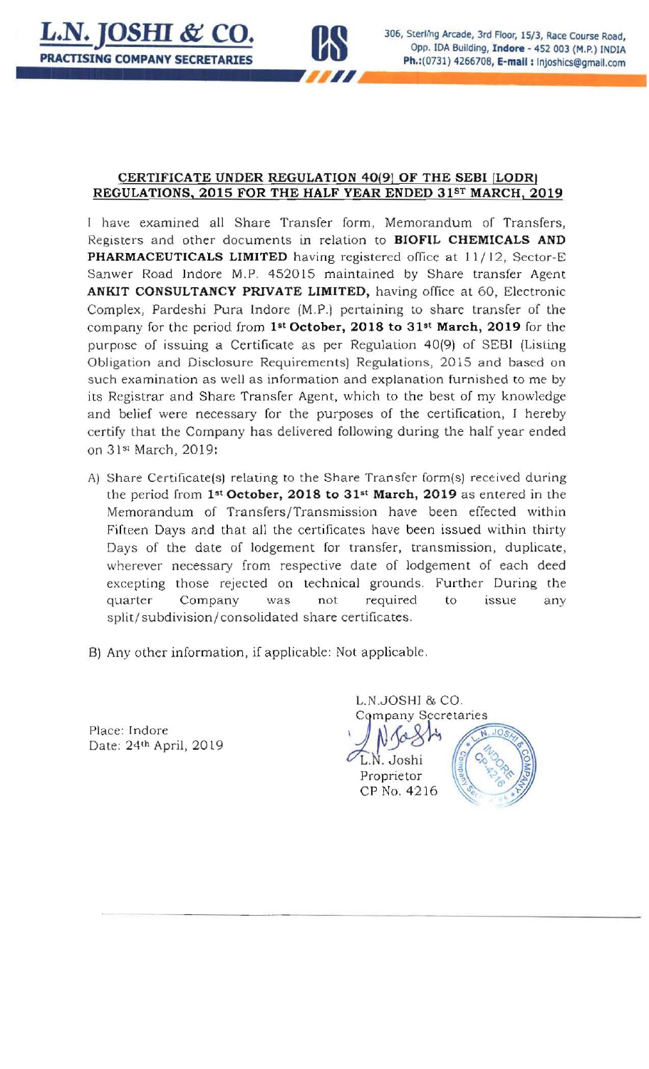**L.N. JOSHI & CO.**
**PRACTISING COMPANY SECRETARIES**

306, Sterling Arcade, 3rd Floor, 15/3, Race Course Road, Opp. IDA Building, **Indore** - 452 003 (M.P.) INDIA
**Ph.:**(0731) 4266708, **E-mail :** lnjoshics@gmail.com

## CERTIFICATE UNDER REGULATION 40(9) OF THE SEBI (LODR) REGULATIONS, 2015 FOR THE HALF YEAR ENDED 31ST MARCH, 2019

I have examined all Share Transfer form, Memorandum of Transfers, Registers and other documents in relation to **BIOFIL CHEMICALS AND PHARMACEUTICALS LIMITED** having registered office at 11/12, Sector-E Sanwer Road Indore M.P. 452015 maintained by Share transfer Agent **ANKIT CONSULTANCY PRIVATE LIMITED,** having office at 60, Electronic Complex, Pardeshi Pura Indore (M.P.) pertaining to share transfer of the company for the period from **1st October, 2018 to 31st March, 2019** for the purpose of issuing a Certificate as per Regulation 40(9) of SEBI (Listing Obligation and Disclosure Requirements) Regulations, 2015 and based on such examination as well as information and explanation furnished to me by its Registrar and Share Transfer Agent, which to the best of my knowledge and belief were necessary for the purposes of the certification, I hereby certify that the Company has delivered following during the half year ended on 31st March, 2019:

A) Share Certificate(s) relating to the Share Transfer form(s) received during the period from **1st October, 2018 to 31st March, 2019** as entered in the Memorandum of Transfers/Transmission have been effected within Fifteen Days and that all the certificates have been issued within thirty Days of the date of lodgement for transfer, transmission, duplicate, wherever necessary from respective date of lodgement of each deed excepting those rejected on technical grounds. Further During the quarter Company was not required to issue any split/subdivision/consolidated share certificates.

B) Any other information, if applicable: Not applicable.

Place: Indore
Date: 24th April, 2019

L.N.JOSHI & CO.
Company Secretaries

L.N. Joshi
Proprietor
CP No. 4216